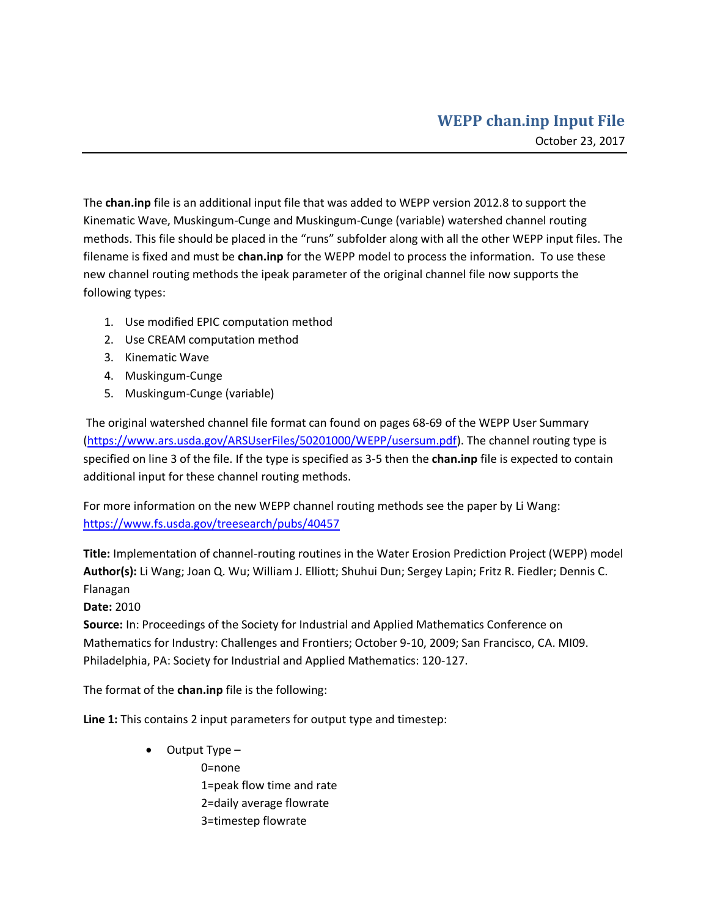# WEPP chan.inp Input File

October 23, 2017

The **chan.inp** file is an additional input file that was added to WEPP version 2012.8 to support the Kinematic Wave, Muskingum-Cunge and Muskingum-Cunge (variable) watershed channel routing methods. This file should be placed in the "runs" subfolder along with all the other WEPP input files. The filename is fixed and must be **chan.inp** for the WEPP model to process the information. To use these new channel routing methods the ipeak parameter of the original channel file now supports the following types:

1. Use modified EPIC computation method
2. Use CREAM computation method
3. Kinematic Wave
4. Muskingum-Cunge
5. Muskingum-Cunge (variable)

The original watershed channel file format can found on pages 68-69 of the WEPP User Summary (https://www.ars.usda.gov/ARSUserFiles/50201000/WEPP/usersum.pdf). The channel routing type is specified on line 3 of the file. If the type is specified as 3-5 then the **chan.inp** file is expected to contain additional input for these channel routing methods.

For more information on the new WEPP channel routing methods see the paper by Li Wang: https://www.fs.usda.gov/treesearch/pubs/40457

**Title:** Implementation of channel-routing routines in the Water Erosion Prediction Project (WEPP) model
**Author(s):** Li Wang; Joan Q. Wu; William J. Elliott; Shuhui Dun; Sergey Lapin; Fritz R. Fiedler; Dennis C. Flanagan
**Date:** 2010
**Source:** In: Proceedings of the Society for Industrial and Applied Mathematics Conference on Mathematics for Industry: Challenges and Frontiers; October 9-10, 2009; San Francisco, CA. MI09. Philadelphia, PA: Society for Industrial and Applied Mathematics: 120-127.

The format of the **chan.inp** file is the following:

**Line 1:** This contains 2 input parameters for output type and timestep:

- Output Type –
  - 0=none
  - 1=peak flow time and rate
  - 2=daily average flowrate
  - 3=timestep flowrate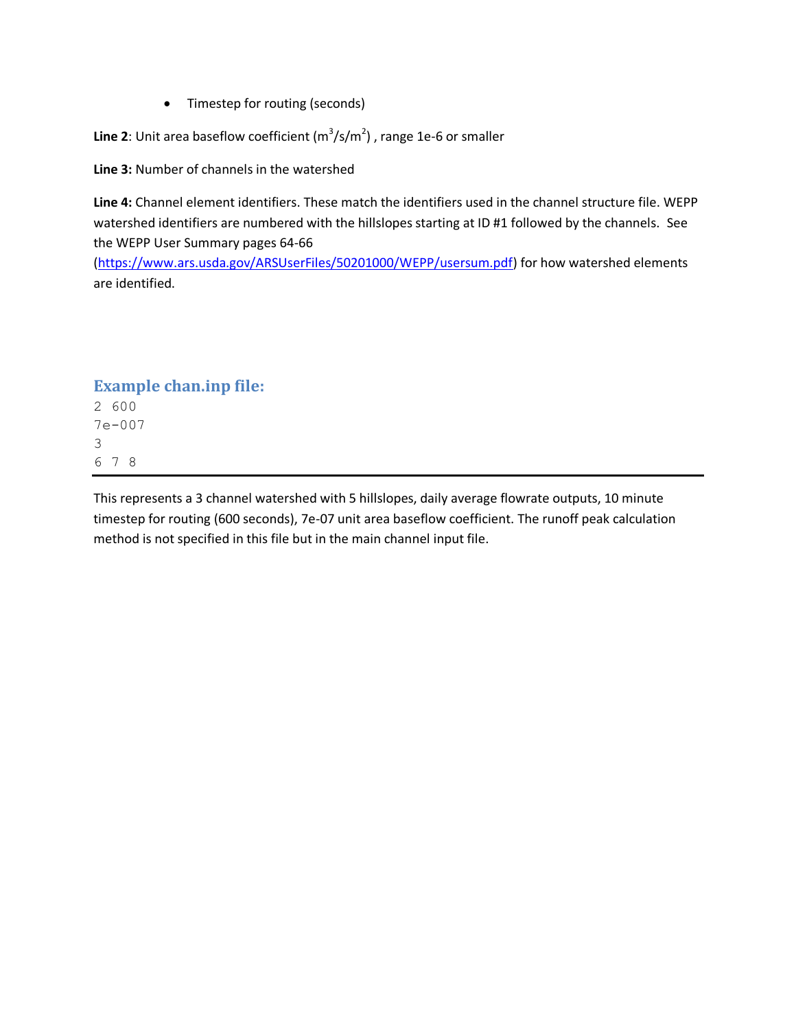- Timestep for routing (seconds)

**Line 2**: Unit area baseflow coefficient ($m^3/s/m^2$) , range 1e-6 or smaller

**Line 3:** Number of channels in the watershed

**Line 4:** Channel element identifiers. These match the identifiers used in the channel structure file. WEPP watershed identifiers are numbered with the hillslopes starting at ID #1 followed by the channels. See the WEPP User Summary pages 64-66 (https://www.ars.usda.gov/ARSUserFiles/50201000/WEPP/usersum.pdf) for how watershed elements are identified.

## Example chan.inp file:

```
2 600
7e-007
3
6 7 8
```

This represents a 3 channel watershed with 5 hillslopes, daily average flowrate outputs, 10 minute timestep for routing (600 seconds), 7e-07 unit area baseflow coefficient. The runoff peak calculation method is not specified in this file but in the main channel input file.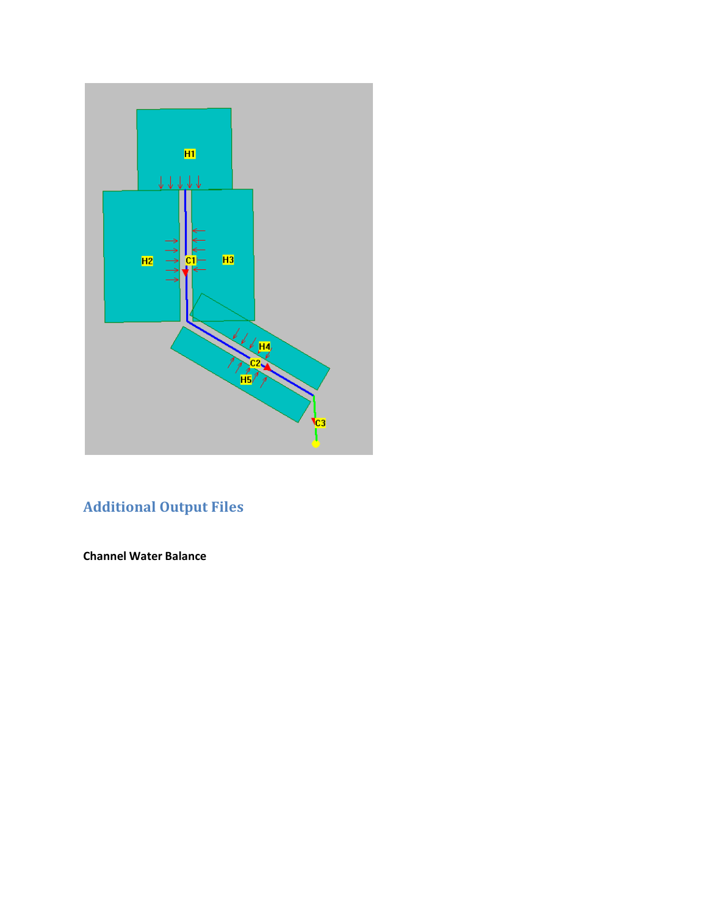## Additional Output Files

**Channel Water Balance**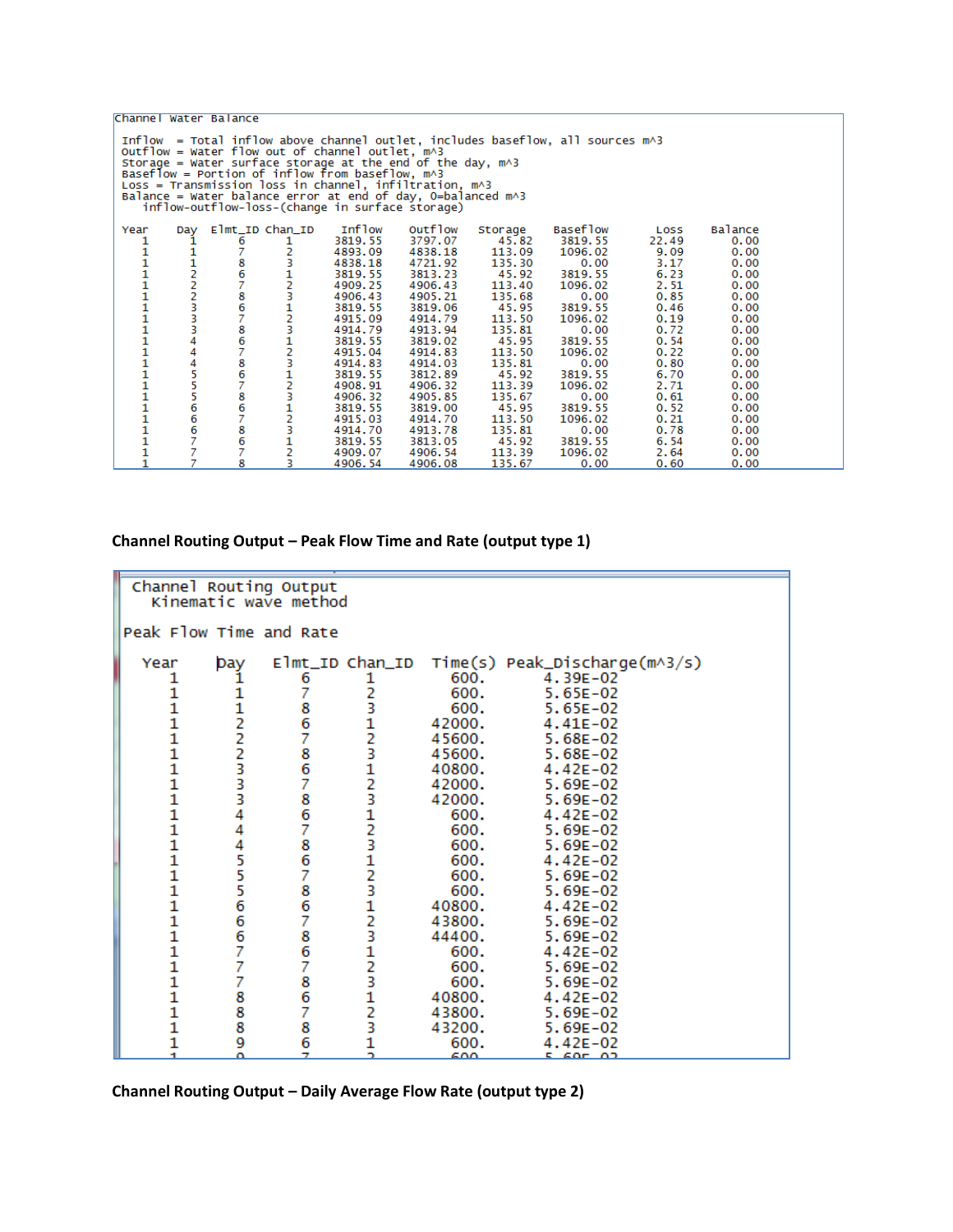Channel Water Balance

```
Inflow  = Total inflow above channel outlet, includes baseflow, all sources m^3
Outflow = Water flow out of channel outlet, m^3
Storage = Water surface storage at the end of the day, m^3
Baseflow = Portion of inflow from baseflow, m^3
Loss = Transmission loss in channel, infiltration, m^3
Balance = Water balance error at end of day, 0=balanced m^3
   inflow-outflow-loss-(change in surface storage)
```

| Year | Day | Elmt_ID | Chan_ID | Inflow | Outflow | Storage | Baseflow | Loss | Balance |
|---|---|---|---|---|---|---|---|---|---|
| 1 | 1 | 6 | 1 | 3819.55 | 3797.07 | 45.82 | 3819.55 | 22.49 | 0.00 |
| 1 | 1 | 7 | 2 | 4893.09 | 4838.18 | 113.09 | 1096.02 | 9.09 | 0.00 |
| 1 | 1 | 8 | 3 | 4838.18 | 4721.92 | 135.30 | 0.00 | 3.17 | 0.00 |
| 1 | 2 | 6 | 1 | 3819.55 | 3813.23 | 45.92 | 3819.55 | 6.23 | 0.00 |
| 1 | 2 | 7 | 2 | 4909.25 | 4906.43 | 113.40 | 1096.02 | 2.51 | 0.00 |
| 1 | 2 | 8 | 3 | 4906.43 | 4905.21 | 135.68 | 0.00 | 0.85 | 0.00 |
| 1 | 3 | 6 | 1 | 3819.55 | 3819.06 | 45.95 | 3819.55 | 0.46 | 0.00 |
| 1 | 3 | 7 | 2 | 4915.09 | 4914.79 | 113.50 | 1096.02 | 0.19 | 0.00 |
| 1 | 3 | 8 | 3 | 4914.79 | 4913.94 | 135.81 | 0.00 | 0.72 | 0.00 |
| 1 | 4 | 6 | 1 | 3819.55 | 3819.02 | 45.95 | 3819.55 | 0.54 | 0.00 |
| 1 | 4 | 7 | 2 | 4915.04 | 4914.83 | 113.50 | 1096.02 | 0.22 | 0.00 |
| 1 | 4 | 8 | 3 | 4914.83 | 4914.03 | 135.81 | 0.00 | 0.80 | 0.00 |
| 1 | 5 | 6 | 1 | 3819.55 | 3812.89 | 45.92 | 3819.55 | 6.70 | 0.00 |
| 1 | 5 | 7 | 2 | 4908.91 | 4906.32 | 113.39 | 1096.02 | 2.71 | 0.00 |
| 1 | 5 | 8 | 3 | 4906.32 | 4905.85 | 135.67 | 0.00 | 0.61 | 0.00 |
| 1 | 6 | 6 | 1 | 3819.55 | 3819.00 | 45.95 | 3819.55 | 0.52 | 0.00 |
| 1 | 6 | 7 | 2 | 4915.03 | 4914.70 | 113.50 | 1096.02 | 0.21 | 0.00 |
| 1 | 6 | 8 | 3 | 4914.70 | 4913.78 | 135.81 | 0.00 | 0.78 | 0.00 |
| 1 | 7 | 6 | 1 | 3819.55 | 3813.05 | 45.92 | 3819.55 | 6.54 | 0.00 |
| 1 | 7 | 7 | 2 | 4909.07 | 4906.54 | 113.39 | 1096.02 | 2.64 | 0.00 |
| 1 | 7 | 8 | 3 | 4906.54 | 4906.08 | 135.67 | 0.00 | 0.60 | 0.00 |

**Channel Routing Output – Peak Flow Time and Rate (output type 1)**

Channel Routing Output
Kinematic wave method

Peak Flow Time and Rate

| Year | Day | Elmt_ID | Chan_ID | Time(s) | Peak_Discharge(m^3/s) |
|---|---|---|---|---|---|
| 1 | 1 | 6 | 1 | 600. | 4.39E-02 |
| 1 | 1 | 7 | 2 | 600. | 5.65E-02 |
| 1 | 1 | 8 | 3 | 600. | 5.65E-02 |
| 1 | 2 | 6 | 1 | 42000. | 4.41E-02 |
| 1 | 2 | 7 | 2 | 45600. | 5.68E-02 |
| 1 | 2 | 8 | 3 | 45600. | 5.68E-02 |
| 1 | 3 | 6 | 1 | 40800. | 4.42E-02 |
| 1 | 3 | 7 | 2 | 42000. | 5.69E-02 |
| 1 | 3 | 8 | 3 | 42000. | 5.69E-02 |
| 1 | 4 | 6 | 1 | 600. | 4.42E-02 |
| 1 | 4 | 7 | 2 | 600. | 5.69E-02 |
| 1 | 4 | 8 | 3 | 600. | 5.69E-02 |
| 1 | 5 | 6 | 1 | 600. | 4.42E-02 |
| 1 | 5 | 7 | 2 | 600. | 5.69E-02 |
| 1 | 5 | 8 | 3 | 600. | 5.69E-02 |
| 1 | 6 | 6 | 1 | 40800. | 4.42E-02 |
| 1 | 6 | 7 | 2 | 43800. | 5.69E-02 |
| 1 | 6 | 8 | 3 | 44400. | 5.69E-02 |
| 1 | 7 | 6 | 1 | 600. | 4.42E-02 |
| 1 | 7 | 7 | 2 | 600. | 5.69E-02 |
| 1 | 7 | 8 | 3 | 600. | 5.69E-02 |
| 1 | 8 | 6 | 1 | 40800. | 4.42E-02 |
| 1 | 8 | 7 | 2 | 43800. | 5.69E-02 |
| 1 | 8 | 8 | 3 | 43200. | 5.69E-02 |
| 1 | 9 | 6 | 1 | 600. | 4.42E-02 |
| 1 | 9 | 7 | 2 | 600. | 5.69E-02 |

**Channel Routing Output – Daily Average Flow Rate (output type 2)**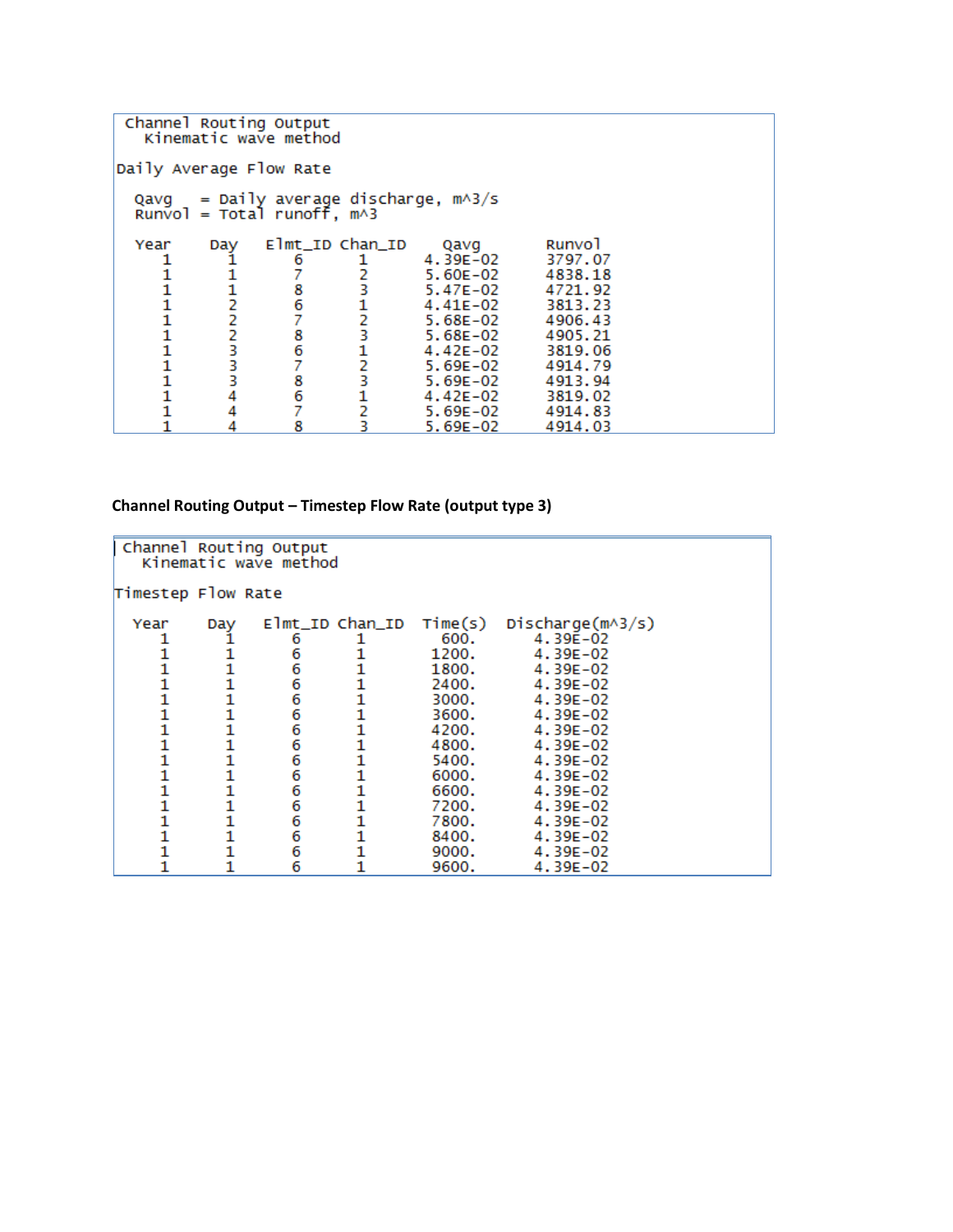```
 Channel Routing Output
   Kinematic wave method

Daily Average Flow Rate

  Qavg   = Daily average discharge, m^3/s
  Runvol = Total runoff, m^3

  Year     Day   Elmt_ID Chan_ID     Qavg        Runvol
    1        1       6       1     4.39E-02     3797.07
    1        1       7       2     5.60E-02     4838.18
    1        1       8       3     5.47E-02     4721.92
    1        2       6       1     4.41E-02     3813.23
    1        2       7       2     5.68E-02     4906.43
    1        2       8       3     5.68E-02     4905.21
    1        3       6       1     4.42E-02     3819.06
    1        3       7       2     5.69E-02     4914.79
    1        3       8       3     5.69E-02     4913.94
    1        4       6       1     4.42E-02     3819.02
    1        4       7       2     5.69E-02     4914.83
    1        4       8       3     5.69E-02     4914.03
```

**Channel Routing Output – Timestep Flow Rate (output type 3)**

```
 Channel Routing Output
   Kinematic wave method

Timestep Flow Rate

  Year     Day   Elmt_ID Chan_ID  Time(s)  Discharge(m^3/s)
    1        1       6       1      600.      4.39E-02
    1        1       6       1     1200.      4.39E-02
    1        1       6       1     1800.      4.39E-02
    1        1       6       1     2400.      4.39E-02
    1        1       6       1     3000.      4.39E-02
    1        1       6       1     3600.      4.39E-02
    1        1       6       1     4200.      4.39E-02
    1        1       6       1     4800.      4.39E-02
    1        1       6       1     5400.      4.39E-02
    1        1       6       1     6000.      4.39E-02
    1        1       6       1     6600.      4.39E-02
    1        1       6       1     7200.      4.39E-02
    1        1       6       1     7800.      4.39E-02
    1        1       6       1     8400.      4.39E-02
    1        1       6       1     9000.      4.39E-02
    1        1       6       1     9600.      4.39E-02
```